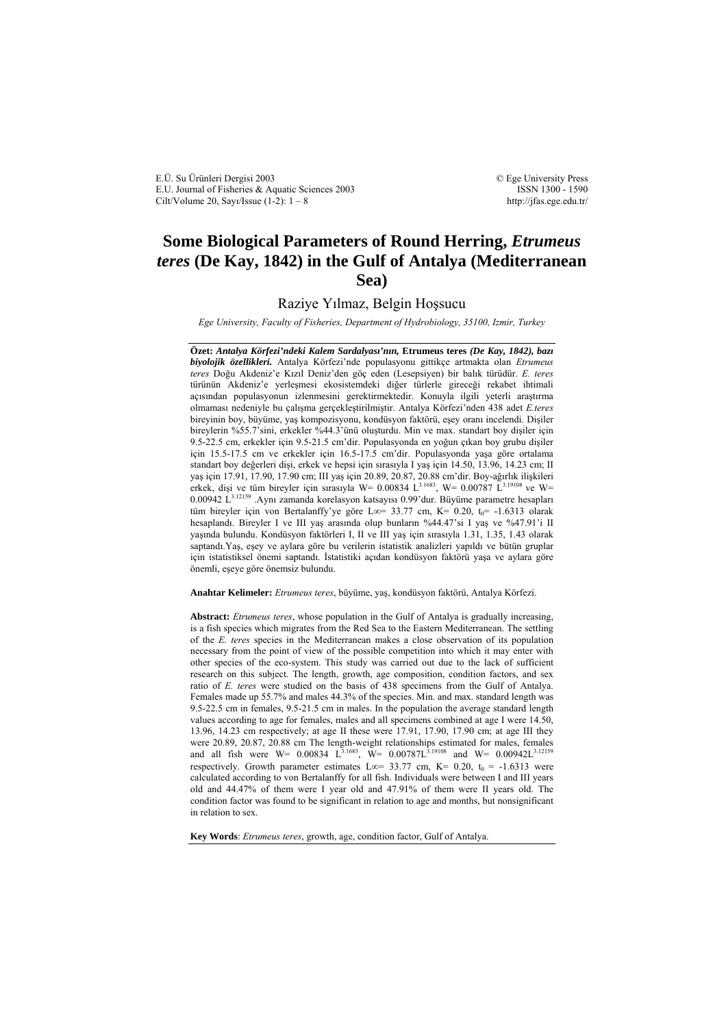# Some Biological Parameters of Round Herring, *Etrumeus teres* (De Kay, 1842) in the Gulf of Antalya (Mediterranean Sea)

Raziye Yılmaz, Belgin Hoşsucu

*Ege University, Faculty of Fisheries, Department of Hydrobiology, 35100, Izmir, Turkey*

**Özet:** ***Antalya Körfezi'ndeki Kalem Sardalyası'nın,* Etrumeus teres *(De Kay, 1842), bazı biyolojik özellikleri.*** Antalya Körfezi'nde populasyonu gittikçe artmakta olan *Etrumeus teres* Doğu Akdeniz'e Kızıl Deniz'den göç eden (Lesepsiyen) bir balık türüdür. *E. teres* türünün Akdeniz'e yerleşmesi ekosistemdeki diğer türlerle gireceği rekabet ihtimali açısından populasyonun izlenmesini gerektirmektedir. Konuyla ilgili yeterli araştırma olmaması nedeniyle bu çalışma gerçekleştirilmiştir. Antalya Körfezi'nden 438 adet *E.teres* bireyinin boy, büyüme, yaş kompozisyonu, kondüsyon faktörü, eşey oranı incelendi. Dişiler bireylerin %55.7'sini, erkekler %44.3'ünü oluşturdu. Min ve max. standart boy dişiler için 9.5-22.5 cm, erkekler için 9.5-21.5 cm'dir. Populasyonda en yoğun çıkan boy grubu dişiler için 15.5-17.5 cm ve erkekler için 16.5-17.5 cm'dir. Populasyonda yaşa göre ortalama standart boy değerleri dişi, erkek ve hepsi için sırasıyla I yaş için 14.50, 13.96, 14.23 cm; II yaş için 17.91, 17.90, 17.90 cm; III yaş için 20.89, 20.87, 20.88 cm'dir. Boy-ağırlık ilişkileri erkek, dişi ve tüm bireyler için sırasıyla $W= 0.00834\ L^{3.1683}$, $W= 0.00787\ L^{3.19108}$ ve $W= 0.00942\ L^{3.12159}$ .Aynı zamanda korelasyon katsayısı 0.99'dur. Büyüme parametre hesapları tüm bireyler için von Bertalanffy'ye göre $L\infty= 33.77$ cm, $K= 0.20$, $t_0= -1.6313$ olarak hesaplandı. Bireyler I ve III yaş arasında olup bunların %44.47'si I yaş ve %47.91'i II yaşında bulundu. Kondüsyon faktörleri I, II ve III yaş için sırasıyla 1.31, 1.35, 1.43 olarak saptandı.Yaş, eşey ve aylara göre bu verilerin istatistik analizleri yapıldı ve bütün gruplar için istatistiksel önemi saptandı. İstatistiki açıdan kondüsyon faktörü yaşa ve aylara göre önemli, eşeye göre önemsiz bulundu.

**Anahtar Kelimeler:** *Etrumeus teres*, büyüme, yaş, kondüsyon faktörü, Antalya Körfezi.

**Abstract:** *Etrumeus teres*, whose population in the Gulf of Antalya is gradually increasing, is a fish species which migrates from the Red Sea to the Eastern Mediterranean. The settling of the *E. teres* species in the Mediterranean makes a close observation of its population necessary from the point of view of the possible competition into which it may enter with other species of the eco-system. This study was carried out due to the lack of sufficient research on this subject. The length, growth, age composition, condition factors, and sex ratio of *E. teres* were studied on the basis of 438 specimens from the Gulf of Antalya. Females made up 55.7% and males 44.3% of the species. Min. and max. standard length was 9.5-22.5 cm in females, 9.5-21.5 cm in males. In the population the average standard length values according to age for females, males and all specimens combined at age I were 14.50, 13.96, 14.23 cm respectively; at age II these were 17.91, 17.90, 17.90 cm; at age III they were 20.89, 20.87, 20.88 cm The length-weight relationships estimated for males, females and all fish were $W= 0.00834\ L^{3.1683}$, $W= 0.00787L^{3.19108}$ and $W= 0.00942L^{3.12159}$ respectively. Growth parameter estimates $L\infty= 33.77$ cm, $K= 0.20$, $t_0 = -1.6313$ were calculated according to von Bertalanffy for all fish. Individuals were between I and III years old and 44.47% of them were I year old and 47.91% of them were II years old. The condition factor was found to be significant in relation to age and months, but nonsignificant in relation to sex.

**Key Words**: *Etrumeus teres*, growth, age, condition factor, Gulf of Antalya.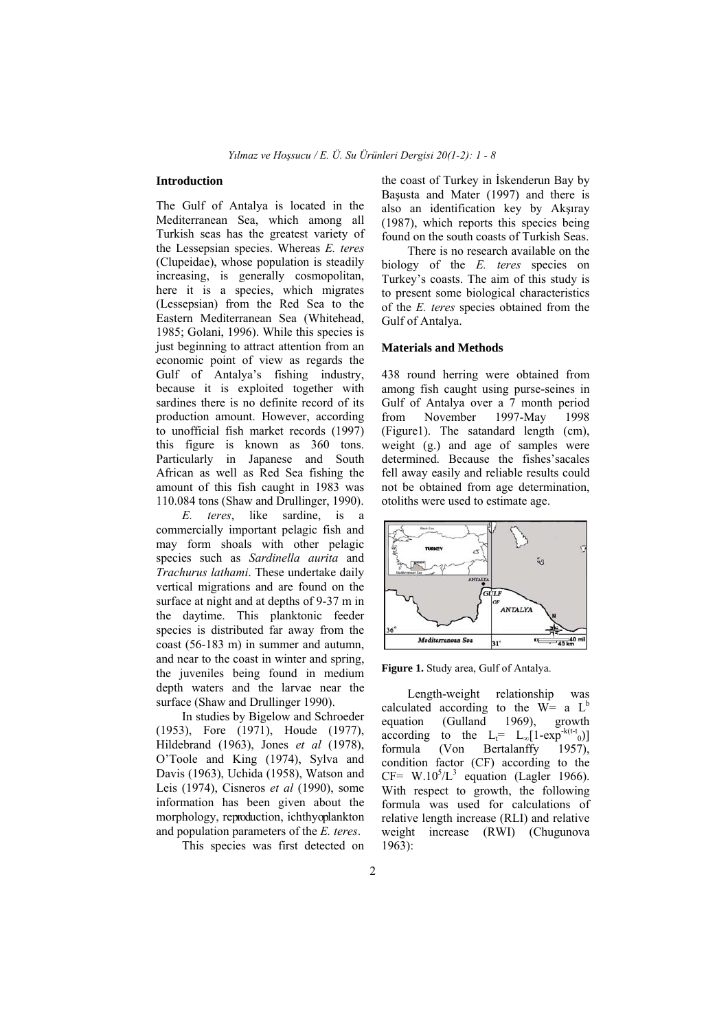## Introduction

The Gulf of Antalya is located in the Mediterranean Sea, which among all Turkish seas has the greatest variety of the Lessepsian species. Whereas *E. teres* (Clupeidae), whose population is steadily increasing, is generally cosmopolitan, here it is a species, which migrates (Lessepsian) from the Red Sea to the Eastern Mediterranean Sea (Whitehead, 1985; Golani, 1996). While this species is just beginning to attract attention from an economic point of view as regards the Gulf of Antalya's fishing industry, because it is exploited together with sardines there is no definite record of its production amount. However, according to unofficial fish market records (1997) this figure is known as 360 tons. Particularly in Japanese and South African as well as Red Sea fishing the amount of this fish caught in 1983 was 110.084 tons (Shaw and Drullinger, 1990).

*E. teres*, like sardine, is a commercially important pelagic fish and may form shoals with other pelagic species such as *Sardinella aurita* and *Trachurus lathami*. These undertake daily vertical migrations and are found on the surface at night and at depths of 9-37 m in the daytime. This planktonic feeder species is distributed far away from the coast (56-183 m) in summer and autumn, and near to the coast in winter and spring, the juveniles being found in medium depth waters and the larvae near the surface (Shaw and Drullinger 1990).

In studies by Bigelow and Schroeder (1953), Fore (1971), Houde (1977), Hildebrand (1963), Jones *et al* (1978), O'Toole and King (1974), Sylva and Davis (1963), Uchida (1958), Watson and Leis (1974), Cisneros *et al* (1990), some information has been given about the morphology, reproduction, ichthyoplankton and population parameters of the *E. teres*.

This species was first detected on the coast of Turkey in İskenderun Bay by Başusta and Mater (1997) and there is also an identification key by Akşıray (1987), which reports this species being found on the south coasts of Turkish Seas.

There is no research available on the biology of the *E. teres* species on Turkey's coasts. The aim of this study is to present some biological characteristics of the *E. teres* species obtained from the Gulf of Antalya.

## Materials and Methods

438 round herring were obtained from among fish caught using purse-seines in Gulf of Antalya over a 7 month period from November 1997-May 1998 (Figure1). The satandard length (cm), weight (g.) and age of samples were determined. Because the fishes'sacales fell away easily and reliable results could not be obtained from age determination, otoliths were used to estimate age.

**Figure 1.** Study area, Gulf of Antalya.

Length-weight relationship was calculated according to the $W= a\ L^b$ equation (Gulland 1969), growth according to the $L_t= L_\infty[1-\exp^{-k(t-t_0)}]$ formula (Von Bertalanffy 1957), condition factor (CF) according to the $CF= W.10^5/L^3$ equation (Lagler 1966). With respect to growth, the following formula was used for calculations of relative length increase (RLI) and relative weight increase (RWI) (Chugunova 1963):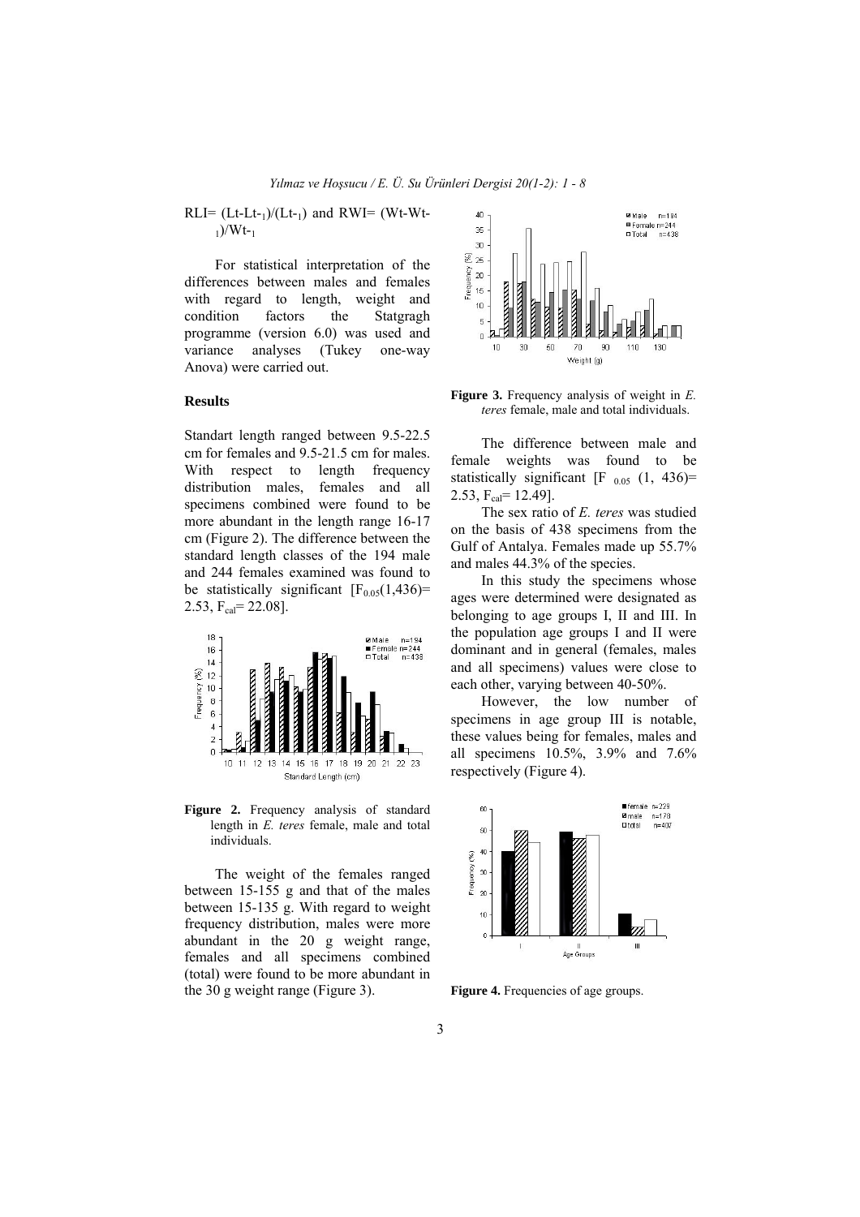$RLI = (Lt-Lt_{-1})/(Lt_{-1})$ and $RWI = (Wt-Wt_{-1})/Wt_{-1}$

For statistical interpretation of the differences between males and females with regard to length, weight and condition factors the Statgragh programme (version 6.0) was used and variance analyses (Tukey one-way Anova) were carried out.

## Results

Standart length ranged between 9.5-22.5 cm for females and 9.5-21.5 cm for males. With respect to length frequency distribution males, females and all specimens combined were found to be more abundant in the length range 16-17 cm (Figure 2). The difference between the standard length classes of the 194 male and 244 females examined was found to be statistically significant [$F_{0.05}(1,436)= 2.53$, $F_{cal}= 22.08$].

**Figure 2.** Frequency analysis of standard length in *E. teres* female, male and total individuals.

The weight of the females ranged between 15-155 g and that of the males between 15-135 g. With regard to weight frequency distribution, males were more abundant in the 20 g weight range, females and all specimens combined (total) were found to be more abundant in the 30 g weight range (Figure 3).

**Figure 3.** Frequency analysis of weight in *E. teres* female, male and total individuals.

The difference between male and female weights was found to be statistically significant [$F_{0.05}$ $(1, 436)= 2.53$, $F_{cal}= 12.49$].

The sex ratio of *E. teres* was studied on the basis of 438 specimens from the Gulf of Antalya. Females made up 55.7% and males 44.3% of the species.

In this study the specimens whose ages were determined were designated as belonging to age groups I, II and III. In the population age groups I and II were dominant and in general (females, males and all specimens) values were close to each other, varying between 40-50%.

However, the low number of specimens in age group III is notable, these values being for females, males and all specimens 10.5%, 3.9% and 7.6% respectively (Figure 4).

**Figure 4.** Frequencies of age groups.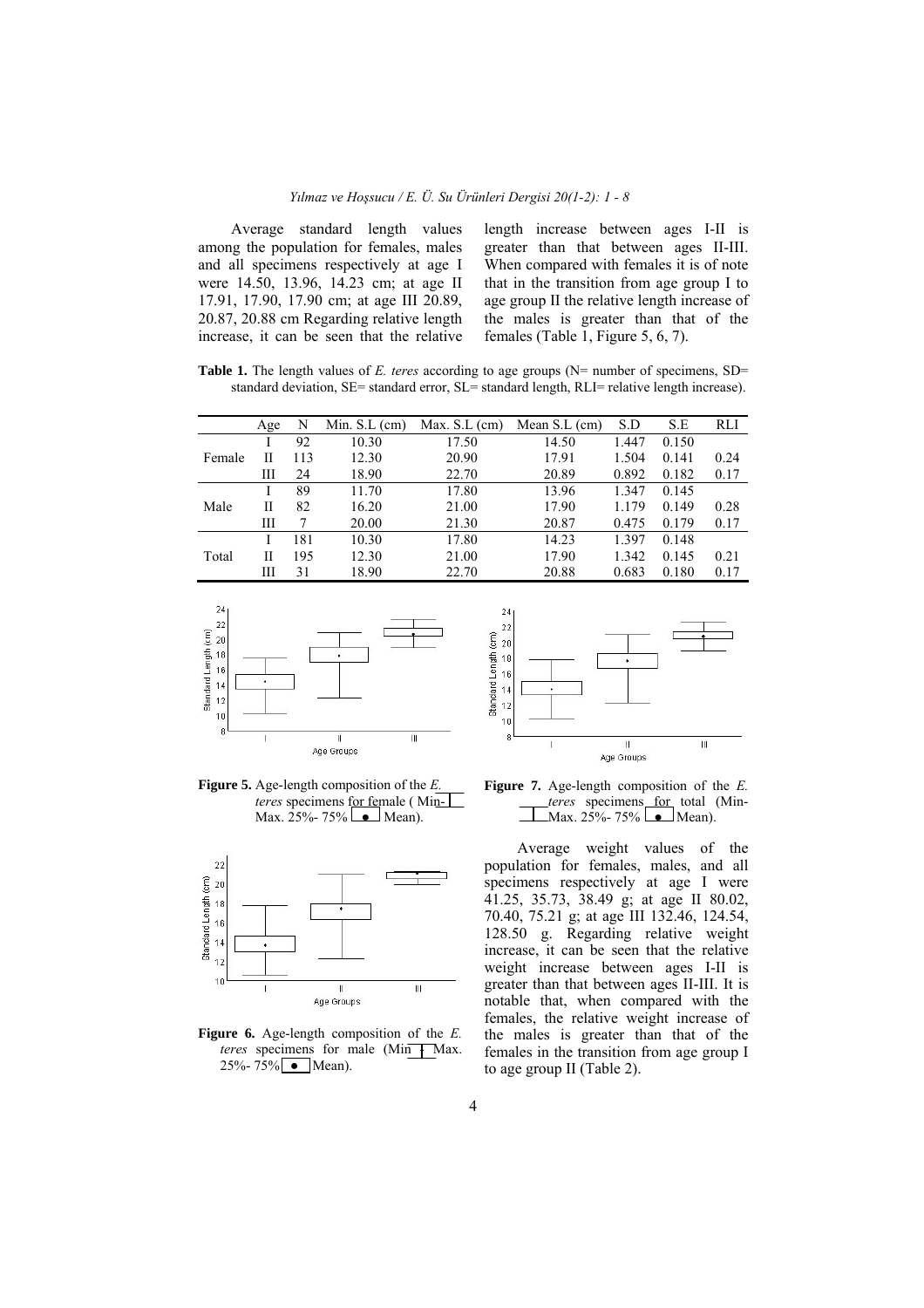Average standard length values among the population for females, males and all specimens respectively at age I were 14.50, 13.96, 14.23 cm; at age II 17.91, 17.90, 17.90 cm; at age III 20.89, 20.87, 20.88 cm Regarding relative length increase, it can be seen that the relative length increase between ages I-II is greater than that between ages II-III. When compared with females it is of note that in the transition from age group I to age group II the relative length increase of the males is greater than that of the females (Table 1, Figure 5, 6, 7).

**Table 1.** The length values of *E. teres* according to age groups (N= number of specimens, SD= standard deviation, SE= standard error, SL= standard length, RLI= relative length increase).

| | Age | N | Min. S.L (cm) | Max. S.L (cm) | Mean S.L (cm) | S.D | S.E | RLI |
|---|---|---|---|---|---|---|---|---|
| Female | I | 92 | 10.30 | 17.50 | 14.50 | 1.447 | 0.150 | |
| | II | 113 | 12.30 | 20.90 | 17.91 | 1.504 | 0.141 | 0.24 |
| | III | 24 | 18.90 | 22.70 | 20.89 | 0.892 | 0.182 | 0.17 |
| Male | I | 89 | 11.70 | 17.80 | 13.96 | 1.347 | 0.145 | |
| | II | 82 | 16.20 | 21.00 | 17.90 | 1.179 | 0.149 | 0.28 |
| | III | 7 | 20.00 | 21.30 | 20.87 | 0.475 | 0.179 | 0.17 |
| Total | I | 181 | 10.30 | 17.80 | 14.23 | 1.397 | 0.148 | |
| | II | 195 | 12.30 | 21.00 | 17.90 | 1.342 | 0.145 | 0.21 |
| | III | 31 | 18.90 | 22.70 | 20.88 | 0.683 | 0.180 | 0.17 |

**Figure 5.** Age-length composition of the *E. teres* specimens for female ( Min-Max. 25%- 75% ● Mean).

**Figure 6.** Age-length composition of the *E. teres* specimens for male (Min Max. 25%- 75% ● Mean).

**Figure 7.** Age-length composition of the *E. teres* specimens for total (Min-Max. 25%- 75% ● Mean).

Average weight values of the population for females, males, and all specimens respectively at age I were 41.25, 35.73, 38.49 g; at age II 80.02, 70.40, 75.21 g; at age III 132.46, 124.54, 128.50 g. Regarding relative weight increase, it can be seen that the relative weight increase between ages I-II is greater than that between ages II-III. It is notable that, when compared with the females, the relative weight increase of the males is greater than that of the females in the transition from age group I to age group II (Table 2).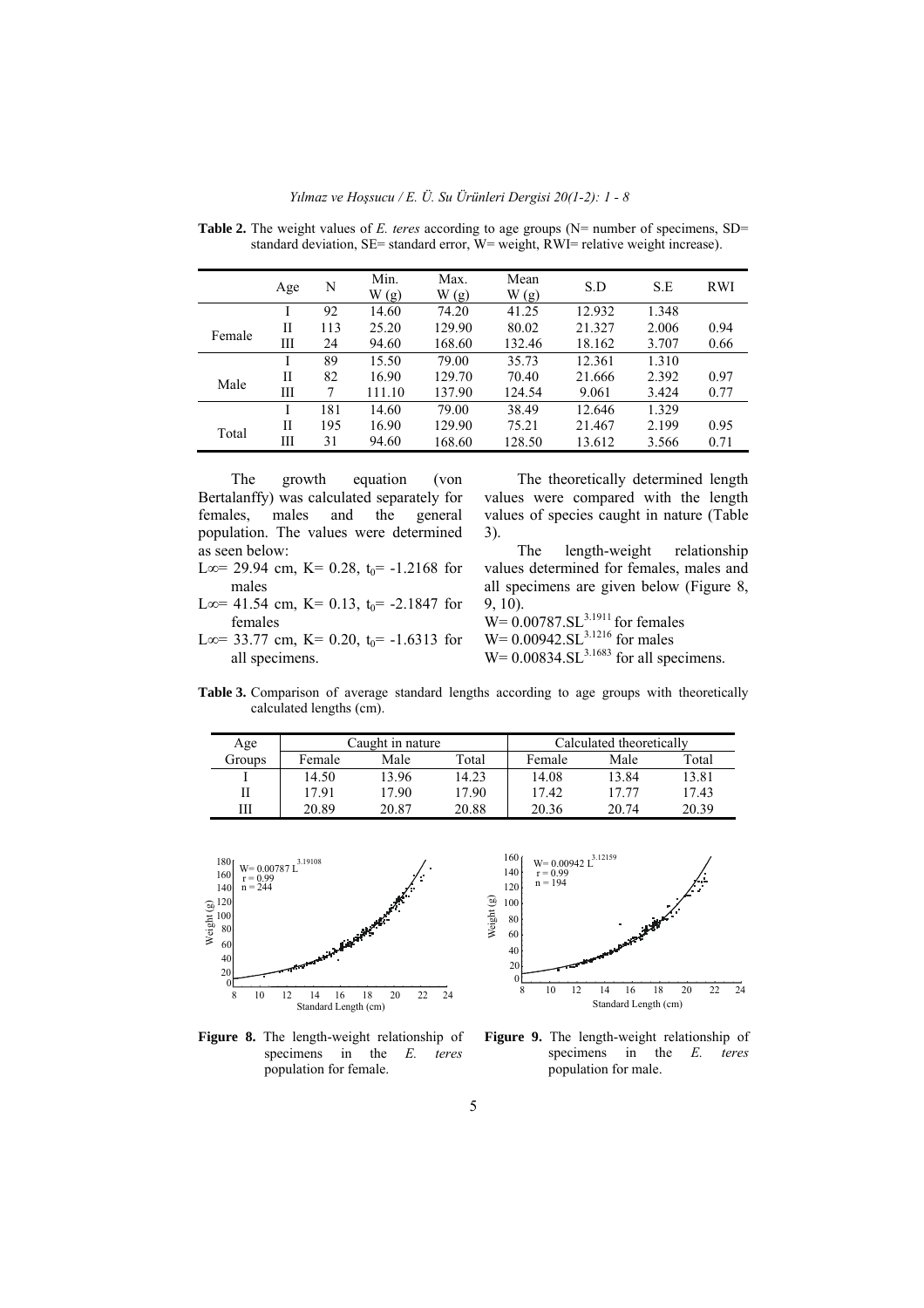**Table 2.** The weight values of *E. teres* according to age groups (N= number of specimens, SD= standard deviation, SE= standard error, W= weight, RWI= relative weight increase).

| | Age | N | Min. W (g) | Max. W (g) | Mean W (g) | S.D | S.E | RWI |
|---|---|---|---|---|---|---|---|---|
| Female | I | 92 | 14.60 | 74.20 | 41.25 | 12.932 | 1.348 | |
| | II | 113 | 25.20 | 129.90 | 80.02 | 21.327 | 2.006 | 0.94 |
| | III | 24 | 94.60 | 168.60 | 132.46 | 18.162 | 3.707 | 0.66 |
| Male | I | 89 | 15.50 | 79.00 | 35.73 | 12.361 | 1.310 | |
| | II | 82 | 16.90 | 129.70 | 70.40 | 21.666 | 2.392 | 0.97 |
| | III | 7 | 111.10 | 137.90 | 124.54 | 9.061 | 3.424 | 0.77 |
| Total | I | 181 | 14.60 | 79.00 | 38.49 | 12.646 | 1.329 | |
| | II | 195 | 16.90 | 129.90 | 75.21 | 21.467 | 2.199 | 0.95 |
| | III | 31 | 94.60 | 168.60 | 128.50 | 13.612 | 3.566 | 0.71 |

The growth equation (von Bertalanffy) was calculated separately for females, males and the general population. The values were determined as seen below:

$L\infty$= 29.94 cm, K= 0.28, $t_0$= -1.2168 for males

$L\infty$= 41.54 cm, K= 0.13, $t_0$= -2.1847 for females

$L\infty$= 33.77 cm, K= 0.20, $t_0$= -1.6313 for all specimens.

The theoretically determined length values were compared with the length values of species caught in nature (Table 3).

The length-weight relationship values determined for females, males and all specimens are given below (Figure 8, 9, 10).

$W= 0.00787.SL^{3.1911}$ for females

$W= 0.00942.SL^{3.1216}$ for males

$W= 0.00834.SL^{3.1683}$ for all specimens.

**Table 3.** Comparison of average standard lengths according to age groups with theoretically calculated lengths (cm).

| Age Groups | Caught in nature | | | Calculated theoretically | | |
|---|---|---|---|---|---|---|
| | Female | Male | Total | Female | Male | Total |
| I | 14.50 | 13.96 | 14.23 | 14.08 | 13.84 | 13.81 |
| II | 17.91 | 17.90 | 17.90 | 17.42 | 17.77 | 17.43 |
| III | 20.89 | 20.87 | 20.88 | 20.36 | 20.74 | 20.39 |

**Figure 8.** The length-weight relationship of specimens in the *E. teres* population for female.

**Figure 9.** The length-weight relationship of specimens in the *E. teres* population for male.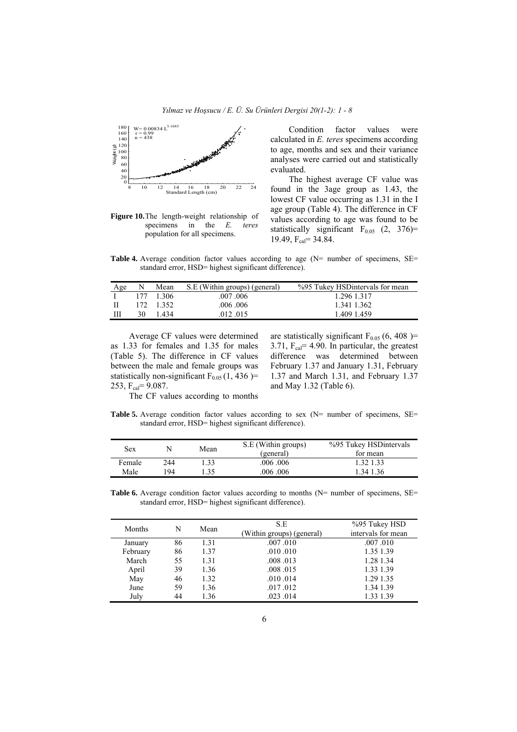Figure 10. The length-weight relationship of specimens in the *E. teres* population for all specimens.

Condition factor values were calculated in *E. teres* specimens according to age, months and sex and their variance analyses were carried out and statistically evaluated.

The highest average CF value was found in the 3age group as 1.43, the lowest CF value occurring as 1.31 in the I age group (Table 4). The difference in CF values according to age was found to be statistically significant $F_{0.05}$ (2, 376)= 19.49, $F_{cal}$= 34.84.

**Table 4.** Average condition factor values according to age (N= number of specimens, SE= standard error, HSD= highest significant difference).

| Age | N | Mean | S.E (Within groups) (general) | %95 Tukey HSDintervals for mean |
|---|---|---|---|---|
| I | 177 | 1.306 | .007 .006 | 1.296 1.317 |
| II | 172 | 1.352 | .006 .006 | 1.341 1.362 |
| III | 30 | 1.434 | .012 .015 | 1.409 1.459 |

Average CF values were determined as 1.33 for females and 1.35 for males (Table 5). The difference in CF values between the male and female groups was statistically non-significant $F_{0.05}$ (1, 436 )= 253, $F_{cal}$= 9.087.

The CF values according to months are statistically significant $F_{0.05}$ (6, 408 )= 3.71, $F_{cal}$= 4.90. In particular, the greatest difference was determined between February 1.37 and January 1.31, February 1.37 and March 1.31, and February 1.37 and May 1.32 (Table 6).

**Table 5.** Average condition factor values according to sex (N= number of specimens, SE= standard error, HSD= highest significant difference).

| Sex | N | Mean | S.E (Within groups) (general) | %95 Tukey HSDintervals for mean |
|---|---|---|---|---|
| Female | 244 | 1.33 | .006 .006 | 1.32 1.33 |
| Male | 194 | 1.35 | .006 .006 | 1.34 1.36 |

**Table 6.** Average condition factor values according to months (N= number of specimens, SE= standard error, HSD= highest significant difference).

| Months | N | Mean | S.E (Within groups) (general) | %95 Tukey HSD intervals for mean |
|---|---|---|---|---|
| January | 86 | 1.31 | .007 .010 | .007 .010 |
| February | 86 | 1.37 | .010 .010 | 1.35 1.39 |
| March | 55 | 1.31 | .008 .013 | 1.28 1.34 |
| April | 39 | 1.36 | .008 .015 | 1.33 1.39 |
| May | 46 | 1.32 | .010 .014 | 1.29 1.35 |
| June | 59 | 1.36 | .017 .012 | 1.34 1.39 |
| July | 44 | 1.36 | .023 .014 | 1.33 1.39 |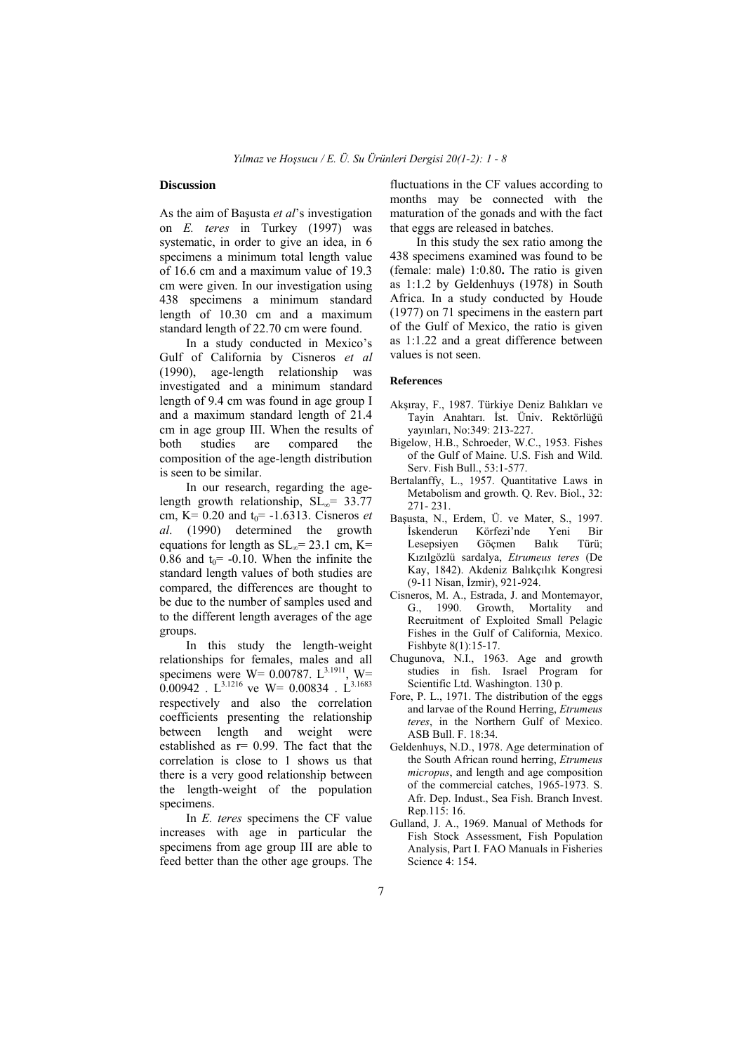## Discussion

As the aim of Başusta *et al*'s investigation on *E. teres* in Turkey (1997) was systematic, in order to give an idea, in 6 specimens a minimum total length value of 16.6 cm and a maximum value of 19.3 cm were given. In our investigation using 438 specimens a minimum standard length of 10.30 cm and a maximum standard length of 22.70 cm were found.

In a study conducted in Mexico's Gulf of California by Cisneros *et al* (1990), age-length relationship was investigated and a minimum standard length of 9.4 cm was found in age group I and a maximum standard length of 21.4 cm in age group III. When the results of both studies are compared the composition of the age-length distribution is seen to be similar.

In our research, regarding the age-length growth relationship, $SL_{\infty}$= 33.77 cm, K= 0.20 and $t_0$= -1.6313. Cisneros *et al*. (1990) determined the growth equations for length as $SL_{\infty}$= 23.1 cm, K= 0.86 and $t_0$= -0.10. When the infinite the standard length values of both studies are compared, the differences are thought to be due to the number of samples used and to the different length averages of the age groups.

In this study the length-weight relationships for females, males and all specimens were $W= 0.00787 \cdot L^{3.1911}$, $W= 0.00942 \cdot L^{3.1216}$ ve $W= 0.00834 \cdot L^{3.1683}$ respectively and also the correlation coefficients presenting the relationship between length and weight were established as r= 0.99. The fact that the correlation is close to 1 shows us that there is a very good relationship between the length-weight of the population specimens.

In *E. teres* specimens the CF value increases with age in particular the specimens from age group III are able to feed better than the other age groups. The fluctuations in the CF values according to months may be connected with the maturation of the gonads and with the fact that eggs are released in batches.

In this study the sex ratio among the 438 specimens examined was found to be (female: male) 1:0.80**.** The ratio is given as 1:1.2 by Geldenhuys (1978) in South Africa. In a study conducted by Houde (1977) on 71 specimens in the eastern part of the Gulf of Mexico, the ratio is given as 1:1.22 and a great difference between values is not seen.

### References

Akşıray, F., 1987. Türkiye Deniz Balıkları ve Tayin Anahtarı. İst. Üniv. Rektörlüğü yayınları, No:349: 213-227.

Bigelow, H.B., Schroeder, W.C., 1953. Fishes of the Gulf of Maine. U.S. Fish and Wild. Serv. Fish Bull., 53:1-577.

Bertalanffy, L., 1957. Quantitative Laws in Metabolism and growth. Q. Rev. Biol., 32: 271- 231.

Başusta, N., Erdem, Ü. ve Mater, S., 1997. İskenderun Körfezi'nde Yeni Bir Lesepsiyen Göçmen Balık Türü; Kızılgözlü sardalya, *Etrumeus teres* (De Kay, 1842). Akdeniz Balıkçılık Kongresi (9-11 Nisan, İzmir), 921-924.

Cisneros, M. A., Estrada, J. and Montemayor, G., 1990. Growth, Mortality and Recruitment of Exploited Small Pelagic Fishes in the Gulf of California, Mexico. Fishbyte 8(1):15-17.

Chugunova, N.I., 1963. Age and growth studies in fish. Israel Program for Scientific Ltd. Washington. 130 p.

Fore, P. L., 1971. The distribution of the eggs and larvae of the Round Herring, *Etrumeus teres*, in the Northern Gulf of Mexico. ASB Bull. F. 18:34.

Geldenhuys, N.D., 1978. Age determination of the South African round herring, *Etrumeus micropus*, and length and age composition of the commercial catches, 1965-1973. S. Afr. Dep. Indust., Sea Fish. Branch Invest. Rep.115: 16.

Gulland, J. A., 1969. Manual of Methods for Fish Stock Assessment, Fish Population Analysis, Part I. FAO Manuals in Fisheries Science 4: 154.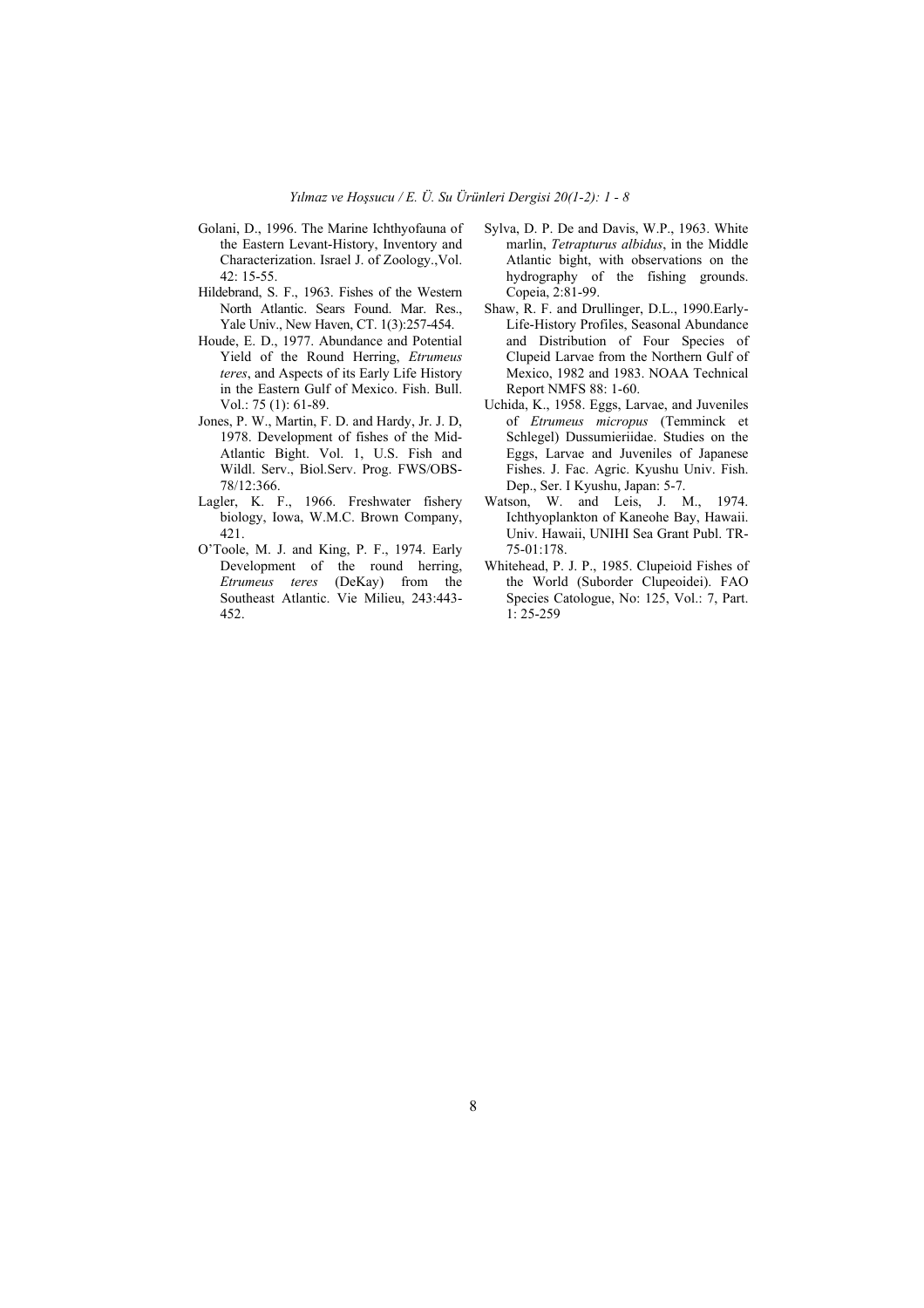Golani, D., 1996. The Marine Ichthyofauna of the Eastern Levant-History, Inventory and Characterization. Israel J. of Zoology.,Vol. 42: 15-55.

Hildebrand, S. F., 1963. Fishes of the Western North Atlantic. Sears Found. Mar. Res., Yale Univ., New Haven, CT. 1(3):257-454.

Houde, E. D., 1977. Abundance and Potential Yield of the Round Herring, *Etrumeus teres*, and Aspects of its Early Life History in the Eastern Gulf of Mexico. Fish. Bull. Vol.: 75 (1): 61-89.

Jones, P. W., Martin, F. D. and Hardy, Jr. J. D, 1978. Development of fishes of the Mid-Atlantic Bight. Vol. 1, U.S. Fish and Wildl. Serv., Biol.Serv. Prog. FWS/OBS-78/12:366.

Lagler, K. F., 1966. Freshwater fishery biology, Iowa, W.M.C. Brown Company, 421.

O'Toole, M. J. and King, P. F., 1974. Early Development of the round herring, *Etrumeus teres* (DeKay) from the Southeast Atlantic. Vie Milieu, 243:443-452.

Sylva, D. P. De and Davis, W.P., 1963. White marlin, *Tetrapturus albidus*, in the Middle Atlantic bight, with observations on the hydrography of the fishing grounds. Copeia, 2:81-99.

Shaw, R. F. and Drullinger, D.L., 1990.Early-Life-History Profiles, Seasonal Abundance and Distribution of Four Species of Clupeid Larvae from the Northern Gulf of Mexico, 1982 and 1983. NOAA Technical Report NMFS 88: 1-60.

Uchida, K., 1958. Eggs, Larvae, and Juveniles of *Etrumeus micropus* (Temminck et Schlegel) Dussumieriidae. Studies on the Eggs, Larvae and Juveniles of Japanese Fishes. J. Fac. Agric. Kyushu Univ. Fish. Dep., Ser. I Kyushu, Japan: 5-7.

Watson, W. and Leis, J. M., 1974. Ichthyoplankton of Kaneohe Bay, Hawaii. Univ. Hawaii, UNIHI Sea Grant Publ. TR-75-01:178.

Whitehead, P. J. P., 1985. Clupeioid Fishes of the World (Suborder Clupeoidei). FAO Species Catologue, No: 125, Vol.: 7, Part. 1: 25-259